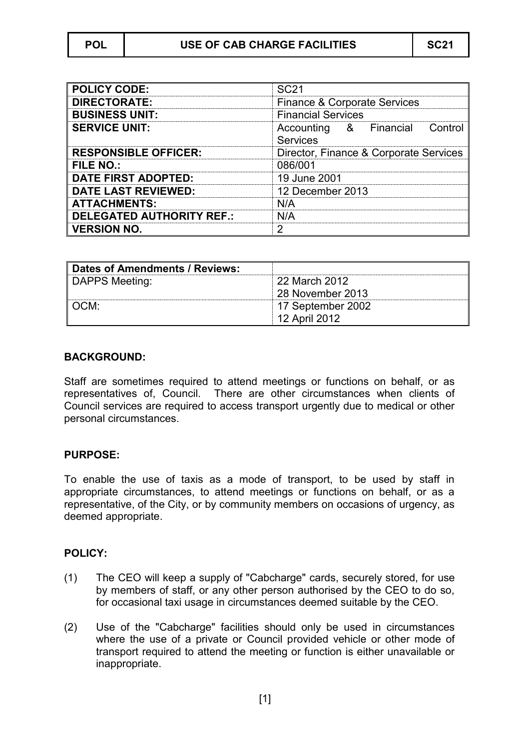| POL | USE OF CAB CHARGE FACILITIES | SC21 |
|---|---|---|

| | |
|---|---|
| **POLICY CODE:** | SC21 |
| **DIRECTORATE:** | Finance & Corporate Services |
| **BUSINESS UNIT:** | Financial Services |
| **SERVICE UNIT:** | Accounting & Financial Control Services |
| **RESPONSIBLE OFFICER:** | Director, Finance & Corporate Services |
| **FILE NO.:** | 086/001 |
| **DATE FIRST ADOPTED:** | 19 June 2001 |
| **DATE LAST REVIEWED:** | 12 December 2013 |
| **ATTACHMENTS:** | N/A |
| **DELEGATED AUTHORITY REF.:** | N/A |
| **VERSION NO.** | 2 |

| **Dates of Amendments / Reviews:** | |
|---|---|
| DAPPS Meeting: | 22 March 2012<br>28 November 2013 |
| OCM: | 17 September 2002<br>12 April 2012 |

## BACKGROUND:

Staff are sometimes required to attend meetings or functions on behalf, or as representatives of, Council. There are other circumstances when clients of Council services are required to access transport urgently due to medical or other personal circumstances.

## PURPOSE:

To enable the use of taxis as a mode of transport, to be used by staff in appropriate circumstances, to attend meetings or functions on behalf, or as a representative, of the City, or by community members on occasions of urgency, as deemed appropriate.

## POLICY:

(1) The CEO will keep a supply of "Cabcharge" cards, securely stored, for use by members of staff, or any other person authorised by the CEO to do so, for occasional taxi usage in circumstances deemed suitable by the CEO.

(2) Use of the "Cabcharge" facilities should only be used in circumstances where the use of a private or Council provided vehicle or other mode of transport required to attend the meeting or function is either unavailable or inappropriate.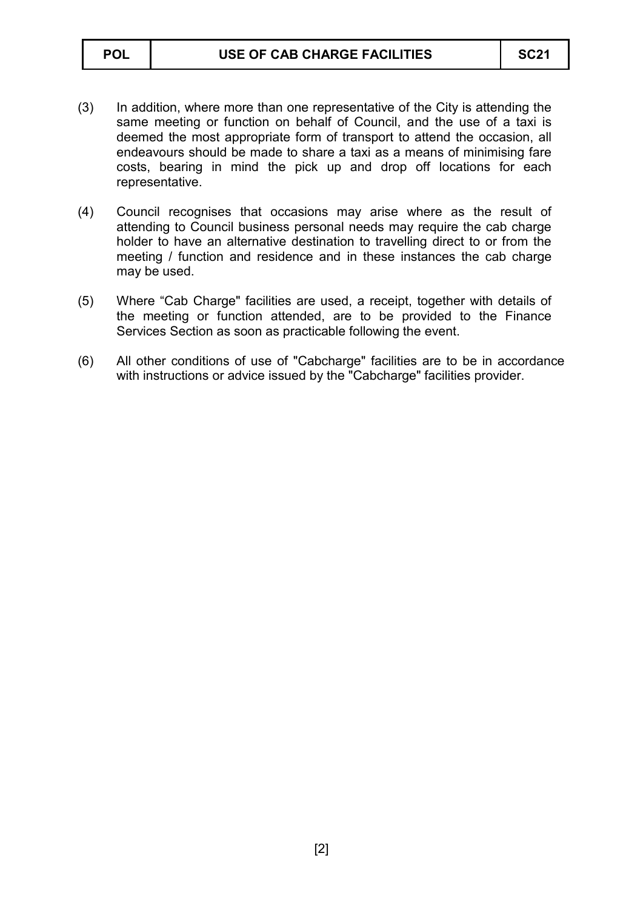(3) In addition, where more than one representative of the City is attending the same meeting or function on behalf of Council, and the use of a taxi is deemed the most appropriate form of transport to attend the occasion, all endeavours should be made to share a taxi as a means of minimising fare costs, bearing in mind the pick up and drop off locations for each representative.

(4) Council recognises that occasions may arise where as the result of attending to Council business personal needs may require the cab charge holder to have an alternative destination to travelling direct to or from the meeting / function and residence and in these instances the cab charge may be used.

(5) Where “Cab Charge" facilities are used, a receipt, together with details of the meeting or function attended, are to be provided to the Finance Services Section as soon as practicable following the event.

(6) All other conditions of use of "Cabcharge" facilities are to be in accordance with instructions or advice issued by the "Cabcharge" facilities provider.